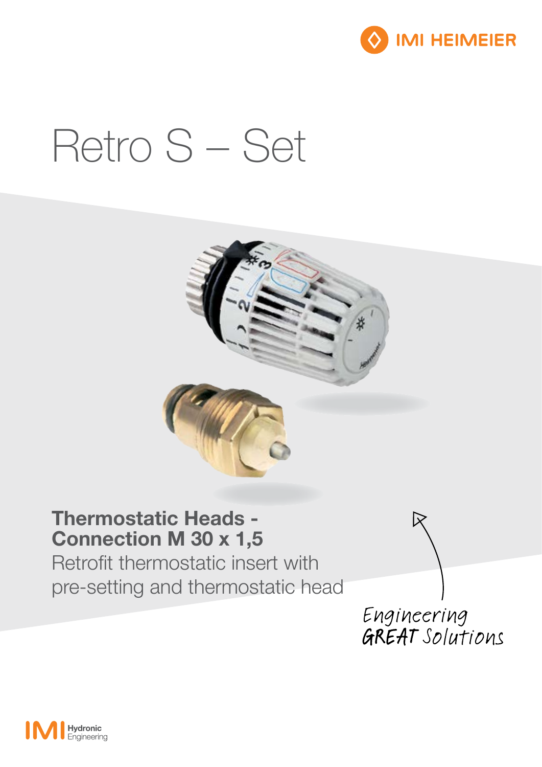IMI HEIMEIER

# Retro S – Set

**Thermostatic Heads -**
**Connection M 30 x 1,5**

Retrofit thermostatic insert with pre-setting and thermostatic head

Engineering GREAT Solutions

IMI Hydronic Engineering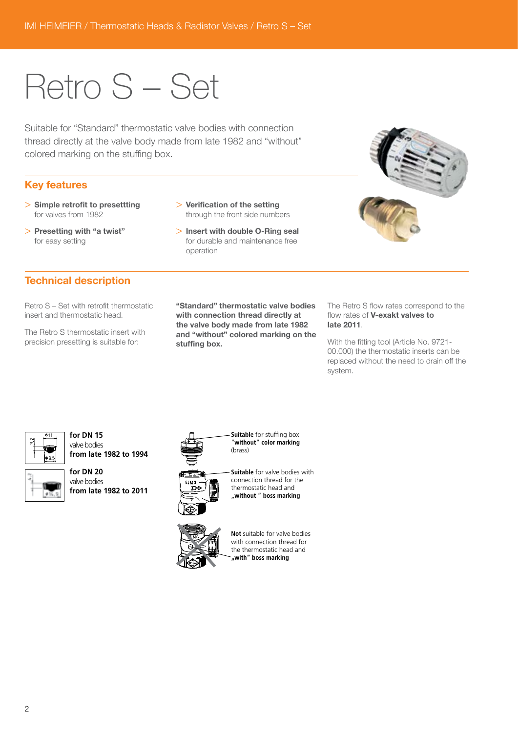# Retro S – Set

Suitable for "Standard" thermostatic valve bodies with connection thread directly at the valve body made from late 1982 and "without" colored marking on the stuffing box.

## Key features

> **Simple retrofit to presettting**
> for valves from 1982

> **Presetting with "a twist"**
> for easy setting

> **Verification of the setting**
> through the front side numbers

> **Insert with double O-Ring seal**
> for durable and maintenance free operation

## Technical description

Retro S – Set with retrofit thermostatic insert and thermostatic head.

The Retro S thermostatic insert with precision presetting is suitable for:

**"Standard" thermostatic valve bodies with connection thread directly at the valve body made from late 1982 and "without" colored marking on the stuffing box.**

The Retro S flow rates correspond to the flow rates of **V-exakt valves to late 2011**.

With the fitting tool (Article No. 9721-00.000) the thermostatic inserts can be replaced without the need to drain off the system.

**for DN 15**
valve bodies
**from late 1982 to 1994**

**for DN 20**
valve bodies
**from late 1982 to 2011**

**Suitable** for stuffing box **"without" color marking** (brass)

**Suitable** for valve bodies with connection thread for the thermostatic head and **„without " boss marking**

**Not** suitable for valve bodies with connection thread for the thermostatic head and **„with" boss marking**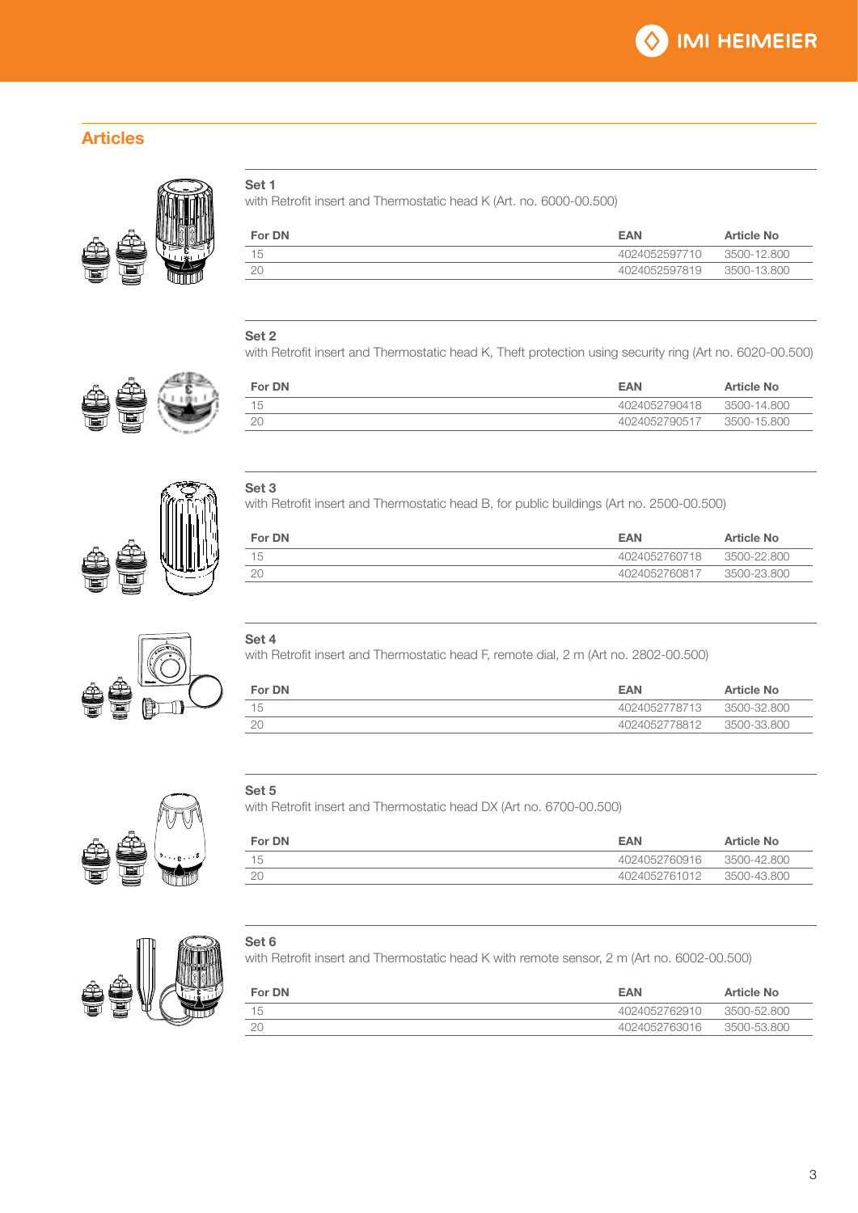## Articles

### Set 1

with Retrofit insert and Thermostatic head K (Art. no. 6000-00.500)

| For DN | EAN | Article No |
|---|---|---|
| 15 | 4024052597710 | 3500-12.800 |
| 20 | 4024052597819 | 3500-13.800 |

### Set 2

with Retrofit insert and Thermostatic head K, Theft protection using security ring (Art no. 6020-00.500)

| For DN | EAN | Article No |
|---|---|---|
| 15 | 4024052790418 | 3500-14.800 |
| 20 | 4024052790517 | 3500-15.800 |

### Set 3

with Retrofit insert and Thermostatic head B, for public buildings (Art no. 2500-00.500)

| For DN | EAN | Article No |
|---|---|---|
| 15 | 4024052760718 | 3500-22.800 |
| 20 | 4024052760817 | 3500-23.800 |

### Set 4

with Retrofit insert and Thermostatic head F, remote dial, 2 m (Art no. 2802-00.500)

| For DN | EAN | Article No |
|---|---|---|
| 15 | 4024052778713 | 3500-32.800 |
| 20 | 4024052778812 | 3500-33.800 |

### Set 5

with Retrofit insert and Thermostatic head DX (Art no. 6700-00.500)

| For DN | EAN | Article No |
|---|---|---|
| 15 | 4024052760916 | 3500-42.800 |
| 20 | 4024052761012 | 3500-43.800 |

### Set 6

with Retrofit insert and Thermostatic head K with remote sensor, 2 m (Art no. 6002-00.500)

| For DN | EAN | Article No |
|---|---|---|
| 15 | 4024052762910 | 3500-52.800 |
| 20 | 4024052763016 | 3500-53.800 |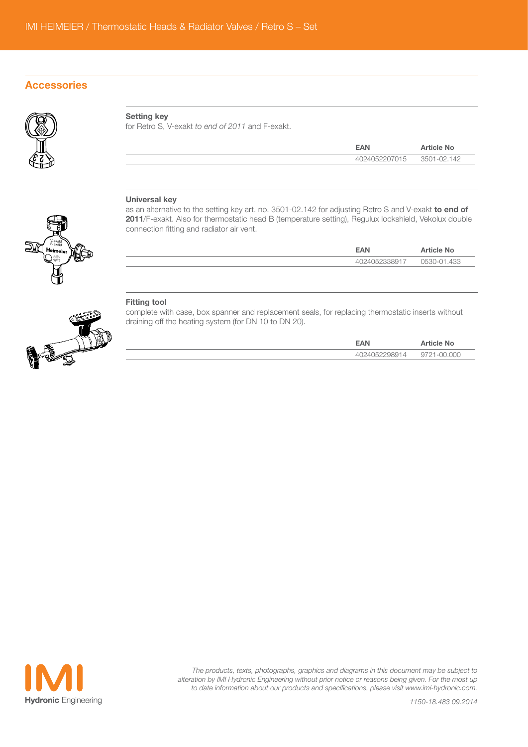## Accessories

### Setting key

for Retro S, V-exakt *to end of 2011* and F-exakt.

| EAN | Article No |
|---|---|
| 4024052207015 | 3501-02.142 |

### Universal key

as an alternative to the setting key art. no. 3501-02.142 for adjusting Retro S and V-exakt **to end of 2011**/F-exakt. Also for thermostatic head B (temperature setting), Regulux lockshield, Vekolux double connection fitting and radiator air vent.

| EAN | Article No |
|---|---|
| 4024052338917 | 0530-01.433 |

### Fitting tool

complete with case, box spanner and replacement seals, for replacing thermostatic inserts without draining off the heating system (for DN 10 to DN 20).

| EAN | Article No |
|---|---|
| 4024052298914 | 9721-00.000 |

*The products, texts, photographs, graphics and diagrams in this document may be subject to alteration by IMI Hydronic Engineering without prior notice or reasons being given. For the most up to date information about our products and specifications, please visit www.imi-hydronic.com.*

1150-18.483 09.2014